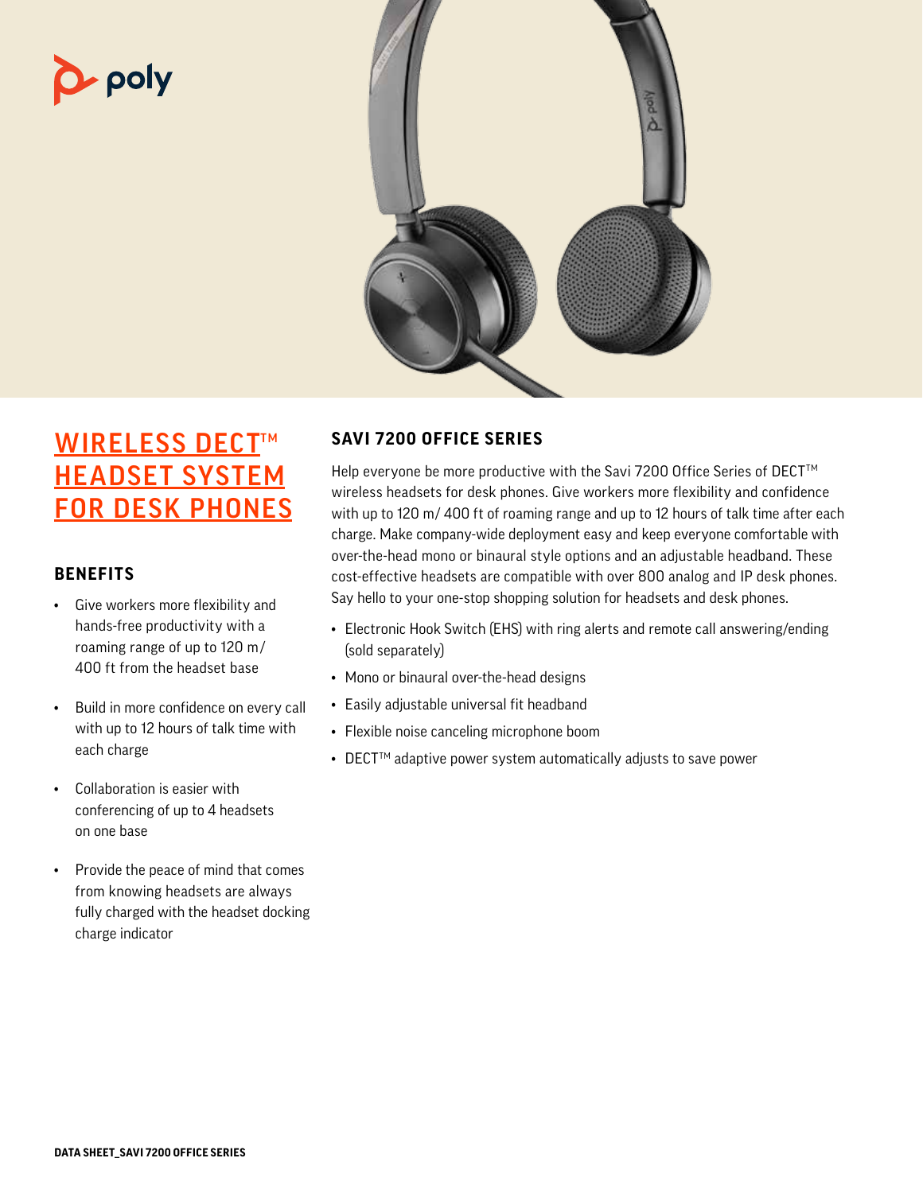poly

# WIRELESS DECT™ HEADSET SYSTEM FOR DESK PHONES

## BENEFITS

- Give workers more flexibility and hands-free productivity with a roaming range of up to 120 m/ 400 ft from the headset base
- Build in more confidence on every call with up to 12 hours of talk time with each charge
- Collaboration is easier with conferencing of up to 4 headsets on one base
- Provide the peace of mind that comes from knowing headsets are always fully charged with the headset docking charge indicator

## SAVI 7200 OFFICE SERIES

Help everyone be more productive with the Savi 7200 Office Series of DECT™ wireless headsets for desk phones. Give workers more flexibility and confidence with up to 120 m/ 400 ft of roaming range and up to 12 hours of talk time after each charge. Make company-wide deployment easy and keep everyone comfortable with over-the-head mono or binaural style options and an adjustable headband. These cost-effective headsets are compatible with over 800 analog and IP desk phones. Say hello to your one-stop shopping solution for headsets and desk phones.

- Electronic Hook Switch (EHS) with ring alerts and remote call answering/ending (sold separately)
- Mono or binaural over-the-head designs
- Easily adjustable universal fit headband
- Flexible noise canceling microphone boom
- DECT™ adaptive power system automatically adjusts to save power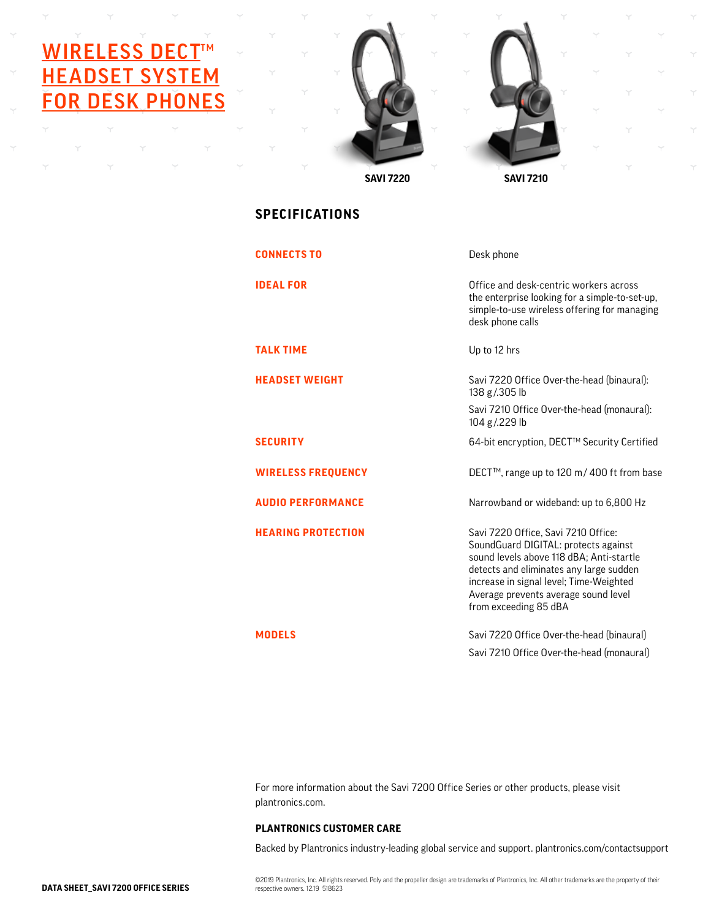# WIRELESS DECT™ HEADSET SYSTEM FOR DESK PHONES

SAVI 7220

SAVI 7210

## SPECIFICATIONS

| | |
|---|---|
| **CONNECTS TO** | Desk phone |
| **IDEAL FOR** | Office and desk-centric workers across the enterprise looking for a simple-to-set-up, simple-to-use wireless offering for managing desk phone calls |
| **TALK TIME** | Up to 12 hrs |
| **HEADSET WEIGHT** | Savi 7220 Office Over-the-head (binaural): 138 g/.305 lb<br>Savi 7210 Office Over-the-head (monaural): 104 g/.229 lb |
| **SECURITY** | 64-bit encryption, DECT™ Security Certified |
| **WIRELESS FREQUENCY** | DECT™, range up to 120 m/ 400 ft from base |
| **AUDIO PERFORMANCE** | Narrowband or wideband: up to 6,800 Hz |
| **HEARING PROTECTION** | Savi 7220 Office, Savi 7210 Office: SoundGuard DIGITAL: protects against sound levels above 118 dBA; Anti-startle detects and eliminates any large sudden increase in signal level; Time-Weighted Average prevents average sound level from exceeding 85 dBA |
| **MODELS** | Savi 7220 Office Over-the-head (binaural)<br>Savi 7210 Office Over-the-head (monaural) |

For more information about the Savi 7200 Office Series or other products, please visit plantronics.com.

**PLANTRONICS CUSTOMER CARE**

Backed by Plantronics industry-leading global service and support. plantronics.com/contactsupport

DATA SHEET_SAVI 7200 OFFICE SERIES

©2019 Plantronics, Inc. All rights reserved. Poly and the propeller design are trademarks of Plantronics, Inc. All other trademarks are the property of their respective owners. 12.19 518623